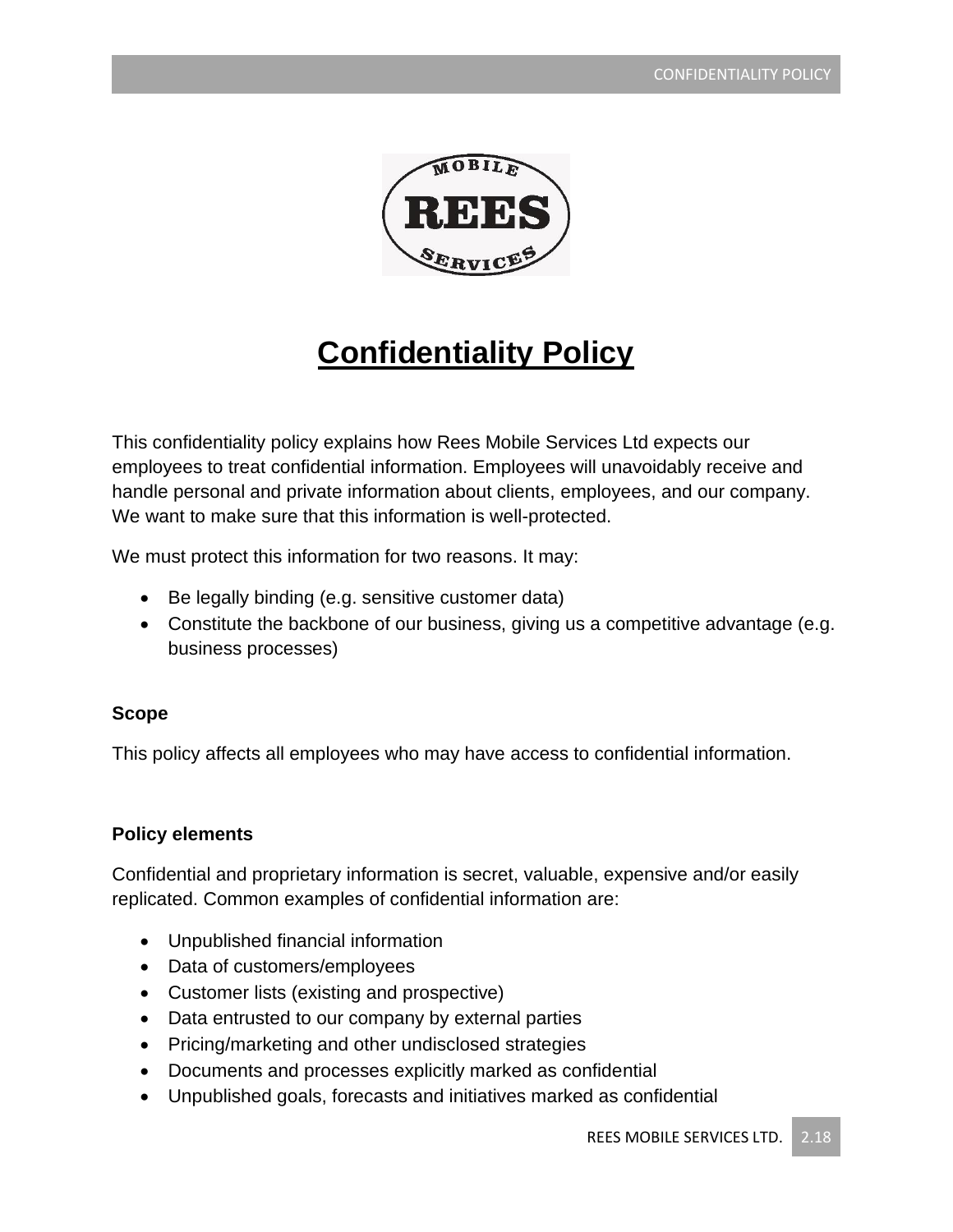# Confidentiality Policy

This confidentiality policy explains how Rees Mobile Services Ltd expects our employees to treat confidential information. Employees will unavoidably receive and handle personal and private information about clients, employees, and our company. We want to make sure that this information is well-protected.

We must protect this information for two reasons. It may:

- Be legally binding (e.g. sensitive customer data)
- Constitute the backbone of our business, giving us a competitive advantage (e.g. business processes)

**Scope**

This policy affects all employees who may have access to confidential information.

**Policy elements**

Confidential and proprietary information is secret, valuable, expensive and/or easily replicated. Common examples of confidential information are:

- Unpublished financial information
- Data of customers/employees
- Customer lists (existing and prospective)
- Data entrusted to our company by external parties
- Pricing/marketing and other undisclosed strategies
- Documents and processes explicitly marked as confidential
- Unpublished goals, forecasts and initiatives marked as confidential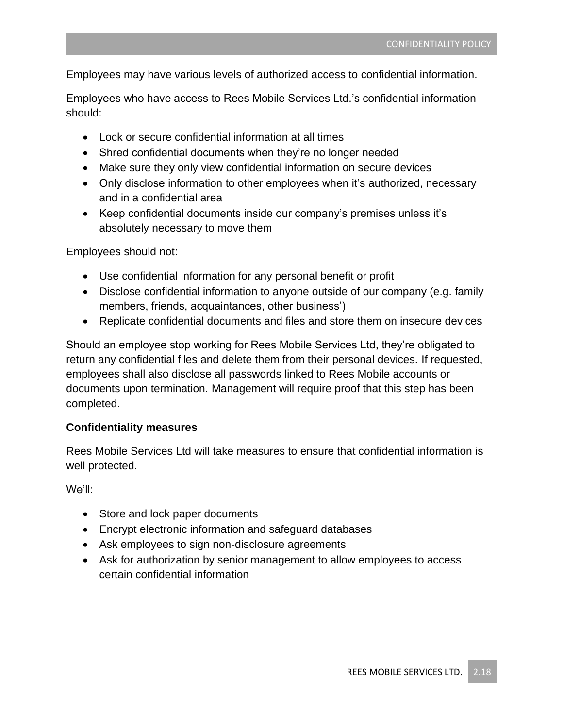Employees may have various levels of authorized access to confidential information.

Employees who have access to Rees Mobile Services Ltd.'s confidential information should:

- Lock or secure confidential information at all times
- Shred confidential documents when they're no longer needed
- Make sure they only view confidential information on secure devices
- Only disclose information to other employees when it's authorized, necessary and in a confidential area
- Keep confidential documents inside our company's premises unless it's absolutely necessary to move them

Employees should not:

- Use confidential information for any personal benefit or profit
- Disclose confidential information to anyone outside of our company (e.g. family members, friends, acquaintances, other business')
- Replicate confidential documents and files and store them on insecure devices

Should an employee stop working for Rees Mobile Services Ltd, they're obligated to return any confidential files and delete them from their personal devices. If requested, employees shall also disclose all passwords linked to Rees Mobile accounts or documents upon termination. Management will require proof that this step has been completed.

**Confidentiality measures**

Rees Mobile Services Ltd will take measures to ensure that confidential information is well protected.

We'll:

- Store and lock paper documents
- Encrypt electronic information and safeguard databases
- Ask employees to sign non-disclosure agreements
- Ask for authorization by senior management to allow employees to access certain confidential information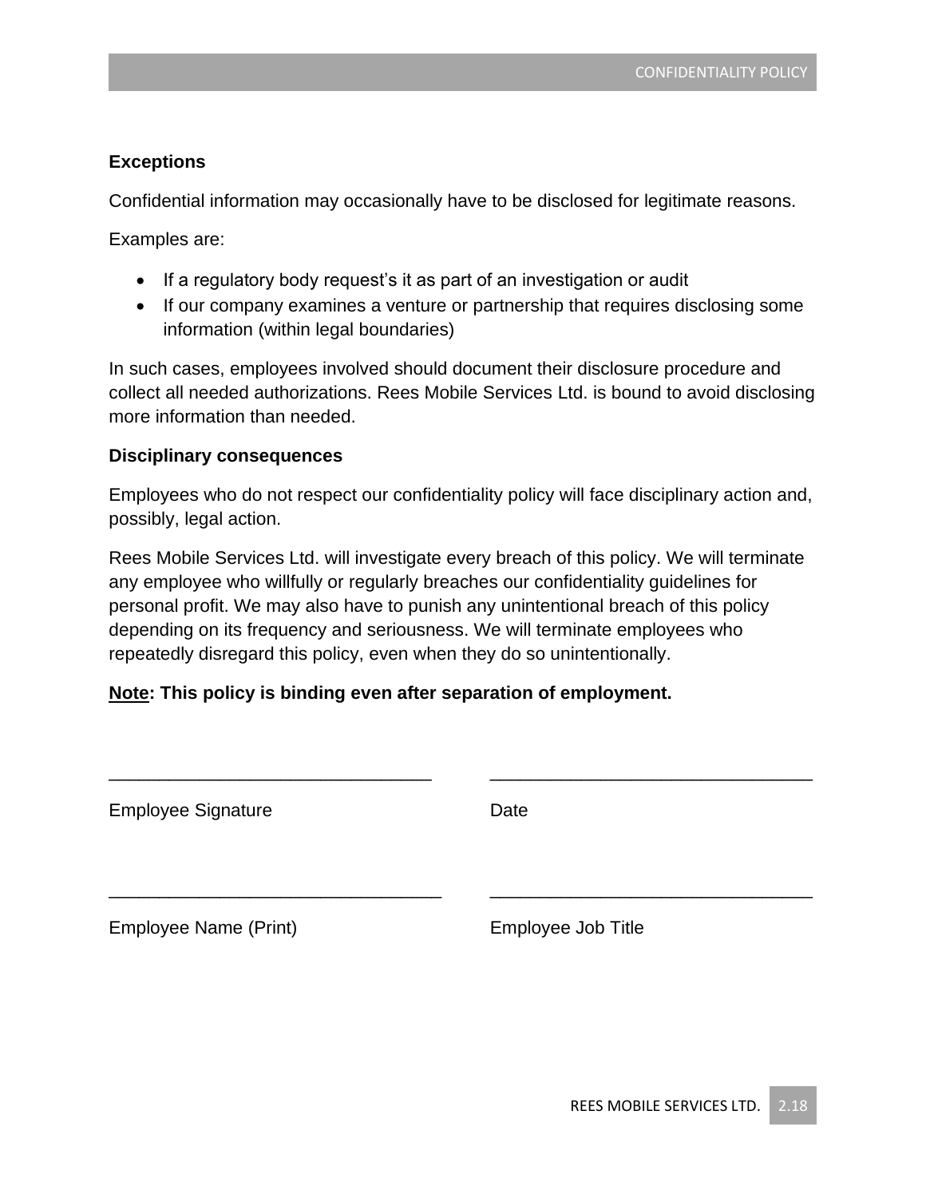**Exceptions**

Confidential information may occasionally have to be disclosed for legitimate reasons.

Examples are:

- If a regulatory body request's it as part of an investigation or audit
- If our company examines a venture or partnership that requires disclosing some information (within legal boundaries)

In such cases, employees involved should document their disclosure procedure and collect all needed authorizations. Rees Mobile Services Ltd. is bound to avoid disclosing more information than needed.

**Disciplinary consequences**

Employees who do not respect our confidentiality policy will face disciplinary action and, possibly, legal action.

Rees Mobile Services Ltd. will investigate every breach of this policy. We will terminate any employee who willfully or regularly breaches our confidentiality guidelines for personal profit. We may also have to punish any unintentional breach of this policy depending on its frequency and seriousness. We will terminate employees who repeatedly disregard this policy, even when they do so unintentionally.

**<u>Note</u>: This policy is binding even after separation of employment.**

| | |
|---|---|
| ________________________________ | ________________________________ |
| Employee Signature | Date |
| ________________________________ | ________________________________ |
| Employee Name (Print) | Employee Job Title |